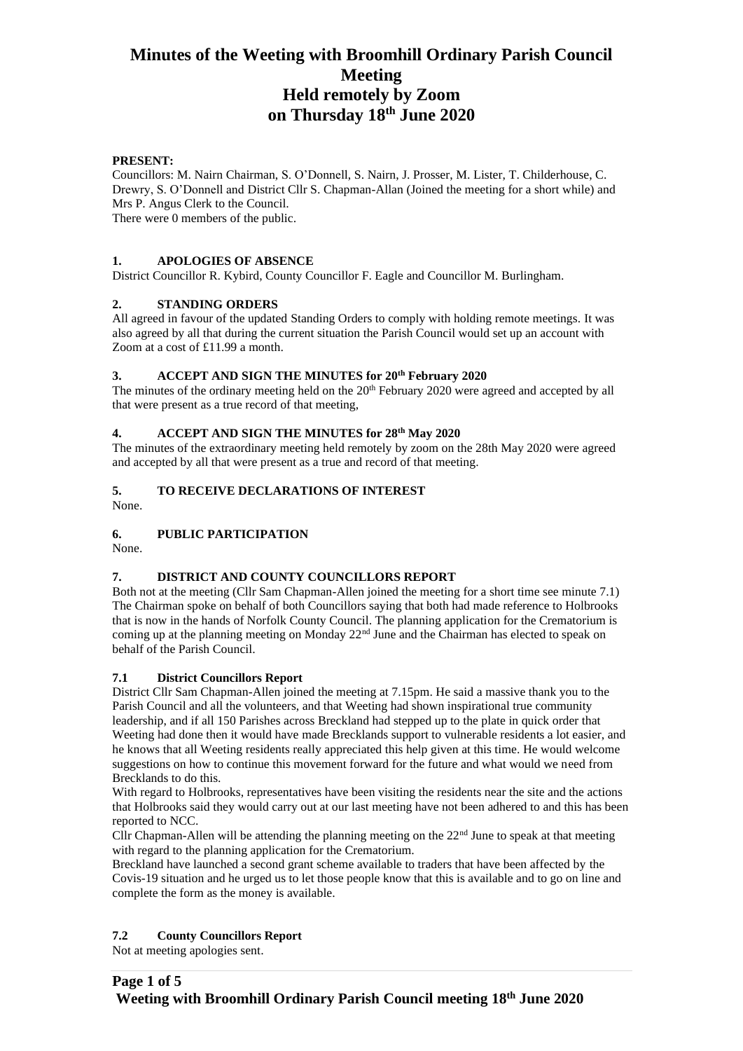# Minutes of the Weeting with Broomhill Ordinary Parish Council Meeting
# Held remotely by Zoom
# on Thursday 18th June 2020

**PRESENT:**

Councillors: M. Nairn Chairman, S. O'Donnell, S. Nairn, J. Prosser, M. Lister, T. Childerhouse, C. Drewry, S. O'Donnell and District Cllr S. Chapman-Allan (Joined the meeting for a short while) and Mrs P. Angus Clerk to the Council.

There were 0 members of the public.

## 1. APOLOGIES OF ABSENCE

District Councillor R. Kybird, County Councillor F. Eagle and Councillor M. Burlingham.

## 2. STANDING ORDERS

All agreed in favour of the updated Standing Orders to comply with holding remote meetings. It was also agreed by all that during the current situation the Parish Council would set up an account with Zoom at a cost of £11.99 a month.

## 3. ACCEPT AND SIGN THE MINUTES for 20th February 2020

The minutes of the ordinary meeting held on the 20th February 2020 were agreed and accepted by all that were present as a true record of that meeting,

## 4. ACCEPT AND SIGN THE MINUTES for 28th May 2020

The minutes of the extraordinary meeting held remotely by zoom on the 28th May 2020 were agreed and accepted by all that were present as a true and record of that meeting.

## 5. TO RECEIVE DECLARATIONS OF INTEREST

None.

## 6. PUBLIC PARTICIPATION

None.

## 7. DISTRICT AND COUNTY COUNCILLORS REPORT

Both not at the meeting (Cllr Sam Chapman-Allen joined the meeting for a short time see minute 7.1) The Chairman spoke on behalf of both Councillors saying that both had made reference to Holbrooks that is now in the hands of Norfolk County Council. The planning application for the Crematorium is coming up at the planning meeting on Monday 22nd June and the Chairman has elected to speak on behalf of the Parish Council.

### 7.1 District Councillors Report

District Cllr Sam Chapman-Allen joined the meeting at 7.15pm. He said a massive thank you to the Parish Council and all the volunteers, and that Weeting had shown inspirational true community leadership, and if all 150 Parishes across Breckland had stepped up to the plate in quick order that Weeting had done then it would have made Brecklands support to vulnerable residents a lot easier, and he knows that all Weeting residents really appreciated this help given at this time. He would welcome suggestions on how to continue this movement forward for the future and what would we need from Brecklands to do this.

With regard to Holbrooks, representatives have been visiting the residents near the site and the actions that Holbrooks said they would carry out at our last meeting have not been adhered to and this has been reported to NCC.

Cllr Chapman-Allen will be attending the planning meeting on the 22nd June to speak at that meeting with regard to the planning application for the Crematorium.

Breckland have launched a second grant scheme available to traders that have been affected by the Covis-19 situation and he urged us to let those people know that this is available and to go on line and complete the form as the money is available.

### 7.2 County Councillors Report

Not at meeting apologies sent.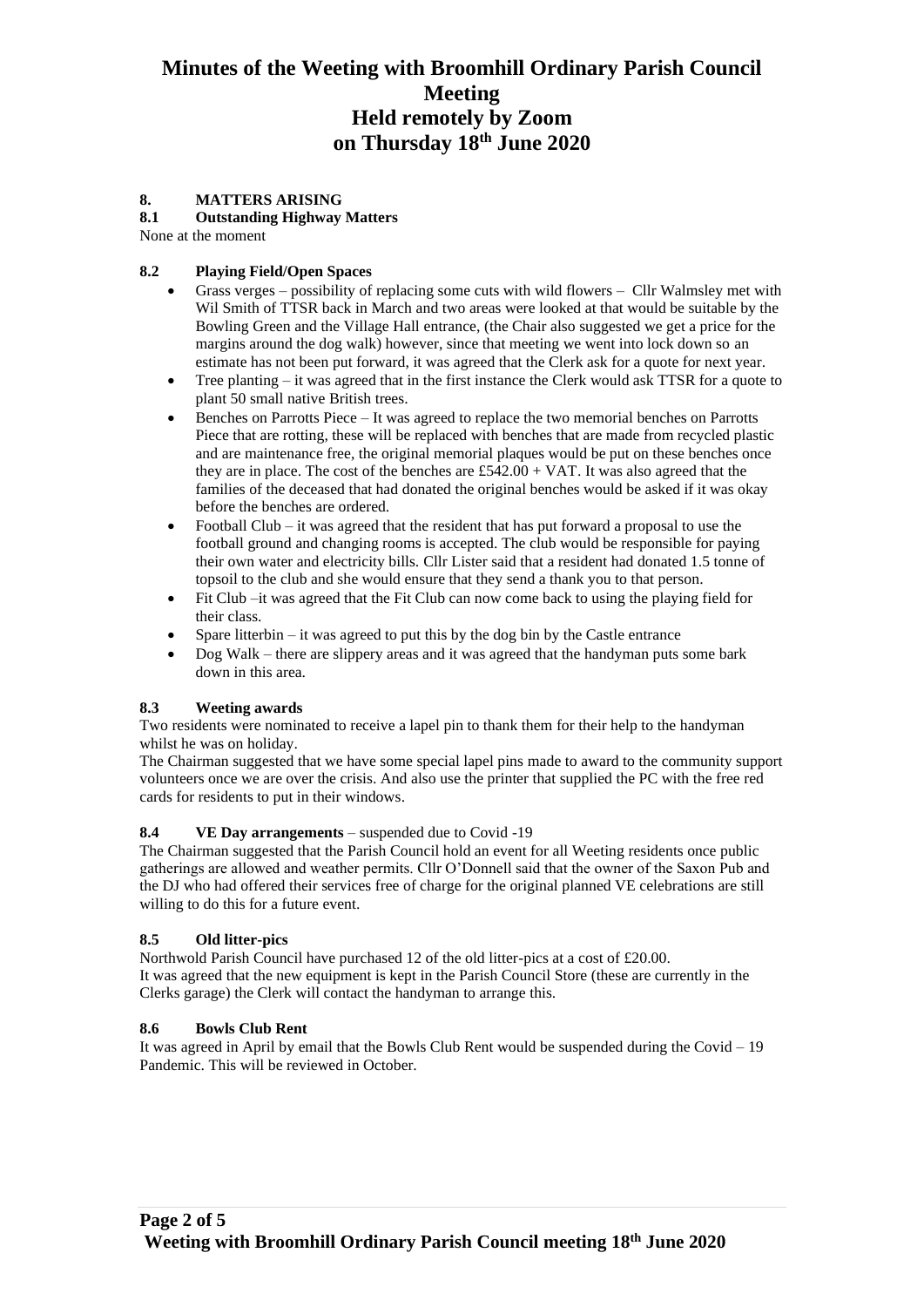# Minutes of the Weeting with Broomhill Ordinary Parish Council Meeting
# Held remotely by Zoom
# on Thursday 18th June 2020

## 8. MATTERS ARISING

### 8.1 Outstanding Highway Matters

None at the moment

### 8.2 Playing Field/Open Spaces

- Grass verges – possibility of replacing some cuts with wild flowers – Cllr Walmsley met with Wil Smith of TTSR back in March and two areas were looked at that would be suitable by the Bowling Green and the Village Hall entrance, (the Chair also suggested we get a price for the margins around the dog walk) however, since that meeting we went into lock down so an estimate has not been put forward, it was agreed that the Clerk ask for a quote for next year.
- Tree planting – it was agreed that in the first instance the Clerk would ask TTSR for a quote to plant 50 small native British trees.
- Benches on Parrotts Piece – It was agreed to replace the two memorial benches on Parrotts Piece that are rotting, these will be replaced with benches that are made from recycled plastic and are maintenance free, the original memorial plaques would be put on these benches once they are in place. The cost of the benches are £542.00 + VAT. It was also agreed that the families of the deceased that had donated the original benches would be asked if it was okay before the benches are ordered.
- Football Club – it was agreed that the resident that has put forward a proposal to use the football ground and changing rooms is accepted. The club would be responsible for paying their own water and electricity bills. Cllr Lister said that a resident had donated 1.5 tonne of topsoil to the club and she would ensure that they send a thank you to that person.
- Fit Club –it was agreed that the Fit Club can now come back to using the playing field for their class.
- Spare litterbin – it was agreed to put this by the dog bin by the Castle entrance
- Dog Walk – there are slippery areas and it was agreed that the handyman puts some bark down in this area.

### 8.3 Weeting awards

Two residents were nominated to receive a lapel pin to thank them for their help to the handyman whilst he was on holiday.

The Chairman suggested that we have some special lapel pins made to award to the community support volunteers once we are over the crisis. And also use the printer that supplied the PC with the free red cards for residents to put in their windows.

### 8.4 VE Day arrangements – suspended due to Covid -19

The Chairman suggested that the Parish Council hold an event for all Weeting residents once public gatherings are allowed and weather permits. Cllr O'Donnell said that the owner of the Saxon Pub and the DJ who had offered their services free of charge for the original planned VE celebrations are still willing to do this for a future event.

### 8.5 Old litter-pics

Northwold Parish Council have purchased 12 of the old litter-pics at a cost of £20.00.
It was agreed that the new equipment is kept in the Parish Council Store (these are currently in the Clerks garage) the Clerk will contact the handyman to arrange this.

### 8.6 Bowls Club Rent

It was agreed in April by email that the Bowls Club Rent would be suspended during the Covid – 19 Pandemic. This will be reviewed in October.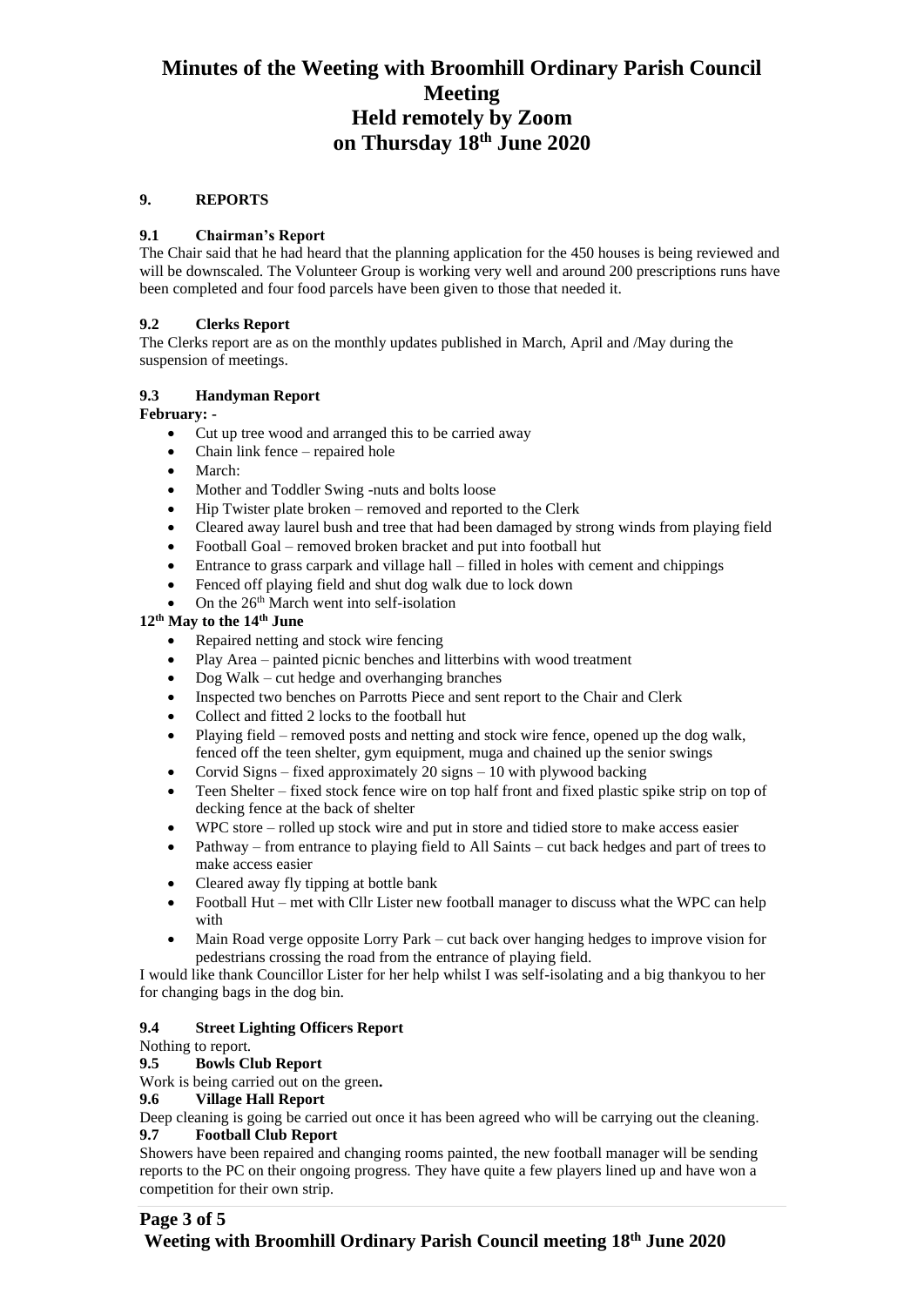# Minutes of the Weeting with Broomhill Ordinary Parish Council Meeting
# Held remotely by Zoom
# on Thursday 18th June 2020

### 9. REPORTS

#### 9.1 Chairman's Report

The Chair said that he had heard that the planning application for the 450 houses is being reviewed and will be downscaled. The Volunteer Group is working very well and around 200 prescriptions runs have been completed and four food parcels have been given to those that needed it.

#### 9.2 Clerks Report

The Clerks report are as on the monthly updates published in March, April and /May during the suspension of meetings.

#### 9.3 Handyman Report

**February: -**

- Cut up tree wood and arranged this to be carried away
- Chain link fence – repaired hole
- March:
- Mother and Toddler Swing -nuts and bolts loose
- Hip Twister plate broken – removed and reported to the Clerk
- Cleared away laurel bush and tree that had been damaged by strong winds from playing field
- Football Goal – removed broken bracket and put into football hut
- Entrance to grass carpark and village hall – filled in holes with cement and chippings
- Fenced off playing field and shut dog walk due to lock down
- On the 26th March went into self-isolation

**12th May to the 14th June**

- Repaired netting and stock wire fencing
- Play Area – painted picnic benches and litterbins with wood treatment
- Dog Walk – cut hedge and overhanging branches
- Inspected two benches on Parrotts Piece and sent report to the Chair and Clerk
- Collect and fitted 2 locks to the football hut
- Playing field – removed posts and netting and stock wire fence, opened up the dog walk, fenced off the teen shelter, gym equipment, muga and chained up the senior swings
- Corvid Signs – fixed approximately 20 signs – 10 with plywood backing
- Teen Shelter – fixed stock fence wire on top half front and fixed plastic spike strip on top of decking fence at the back of shelter
- WPC store – rolled up stock wire and put in store and tidied store to make access easier
- Pathway – from entrance to playing field to All Saints – cut back hedges and part of trees to make access easier
- Cleared away fly tipping at bottle bank
- Football Hut – met with Cllr Lister new football manager to discuss what the WPC can help with
- Main Road verge opposite Lorry Park – cut back over hanging hedges to improve vision for pedestrians crossing the road from the entrance of playing field.

I would like thank Councillor Lister for her help whilst I was self-isolating and a big thankyou to her for changing bags in the dog bin.

#### 9.4 Street Lighting Officers Report

Nothing to report.

#### 9.5 Bowls Club Report

Work is being carried out on the green**.**

#### 9.6 Village Hall Report

Deep cleaning is going be carried out once it has been agreed who will be carrying out the cleaning.

#### 9.7 Football Club Report

Showers have been repaired and changing rooms painted, the new football manager will be sending reports to the PC on their ongoing progress. They have quite a few players lined up and have won a competition for their own strip.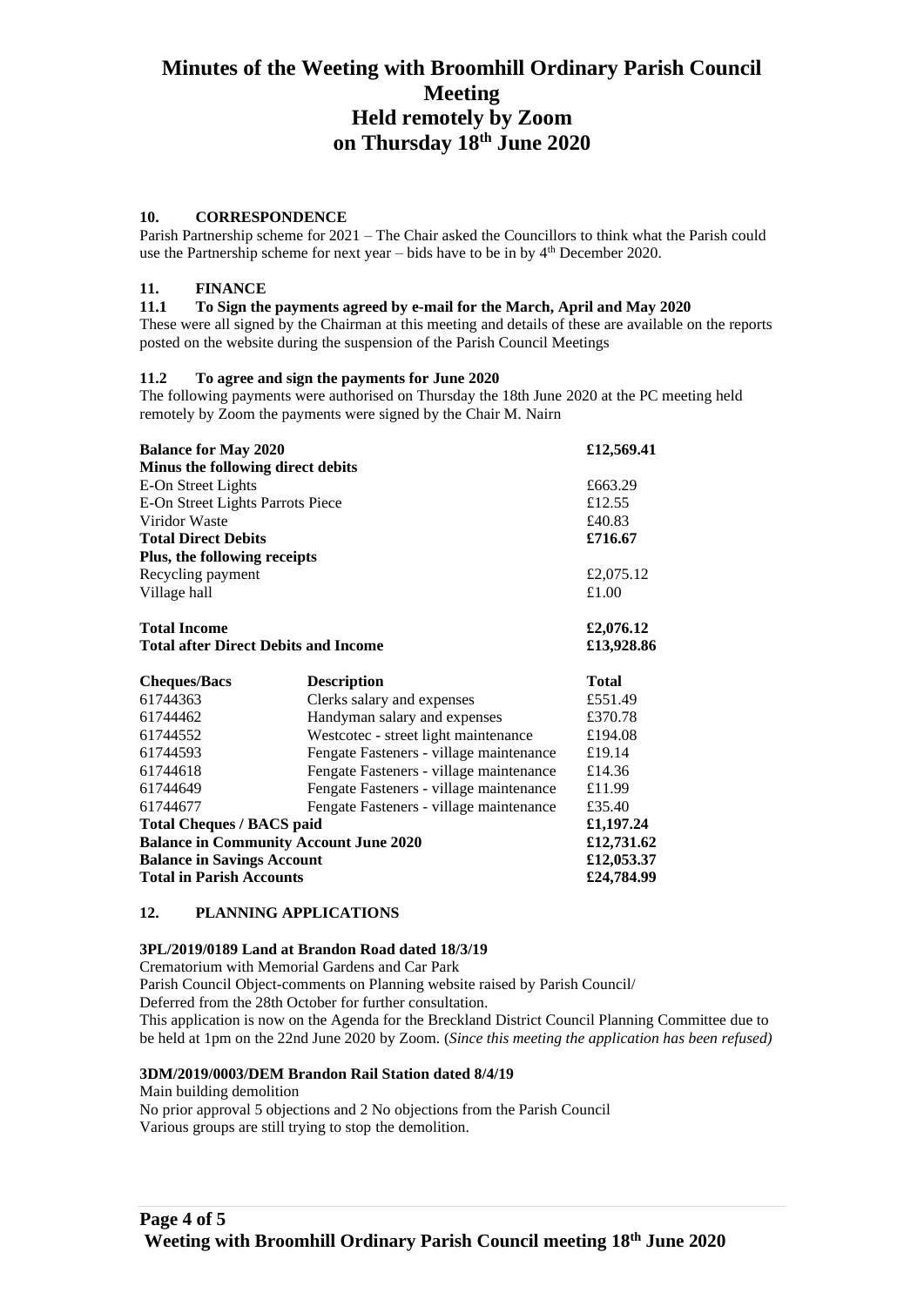# Minutes of the Weeting with Broomhill Ordinary Parish Council Meeting
# Held remotely by Zoom
# on Thursday 18th June 2020

### 10. CORRESPONDENCE

Parish Partnership scheme for 2021 – The Chair asked the Councillors to think what the Parish could use the Partnership scheme for next year – bids have to be in by 4th December 2020.

### 11. FINANCE

#### 11.1 To Sign the payments agreed by e-mail for the March, April and May 2020

These were all signed by the Chairman at this meeting and details of these are available on the reports posted on the website during the suspension of the Parish Council Meetings

#### 11.2 To agree and sign the payments for June 2020

The following payments were authorised on Thursday the 18th June 2020 at the PC meeting held remotely by Zoom the payments were signed by the Chair M. Nairn

| **Balance for May 2020** | **£12,569.41** |
|---|---|
| **Minus the following direct debits** | |
| E-On Street Lights | £663.29 |
| E-On Street Lights Parrots Piece | £12.55 |
| Viridor Waste | £40.83 |
| **Total Direct Debits** | **£716.67** |
| **Plus, the following receipts** | |
| Recycling payment | £2,075.12 |
| Village hall | £1.00 |
| **Total Income** | **£2,076.12** |
| **Total after Direct Debits and Income** | **£13,928.86** |

| **Cheques/Bacs** | **Description** | **Total** |
|---|---|---|
| 61744363 | Clerks salary and expenses | £551.49 |
| 61744462 | Handyman salary and expenses | £370.78 |
| 61744552 | Westcotec - street light maintenance | £194.08 |
| 61744593 | Fengate Fasteners - village maintenance | £19.14 |
| 61744618 | Fengate Fasteners - village maintenance | £14.36 |
| 61744649 | Fengate Fasteners - village maintenance | £11.99 |
| 61744677 | Fengate Fasteners - village maintenance | £35.40 |
| **Total Cheques / BACS paid** | | **£1,197.24** |
| **Balance in Community Account June 2020** | | **£12,731.62** |
| **Balance in Savings Account** | | **£12,053.37** |
| **Total in Parish Accounts** | | **£24,784.99** |

### 12. PLANNING APPLICATIONS

**3PL/2019/0189 Land at Brandon Road dated 18/3/19**

Crematorium with Memorial Gardens and Car Park
Parish Council Object-comments on Planning website raised by Parish Council/
Deferred from the 28th October for further consultation.
This application is now on the Agenda for the Breckland District Council Planning Committee due to be held at 1pm on the 22nd June 2020 by Zoom. (*Since this meeting the application has been refused)*

**3DM/2019/0003/DEM Brandon Rail Station dated 8/4/19**

Main building demolition
No prior approval 5 objections and 2 No objections from the Parish Council
Various groups are still trying to stop the demolition.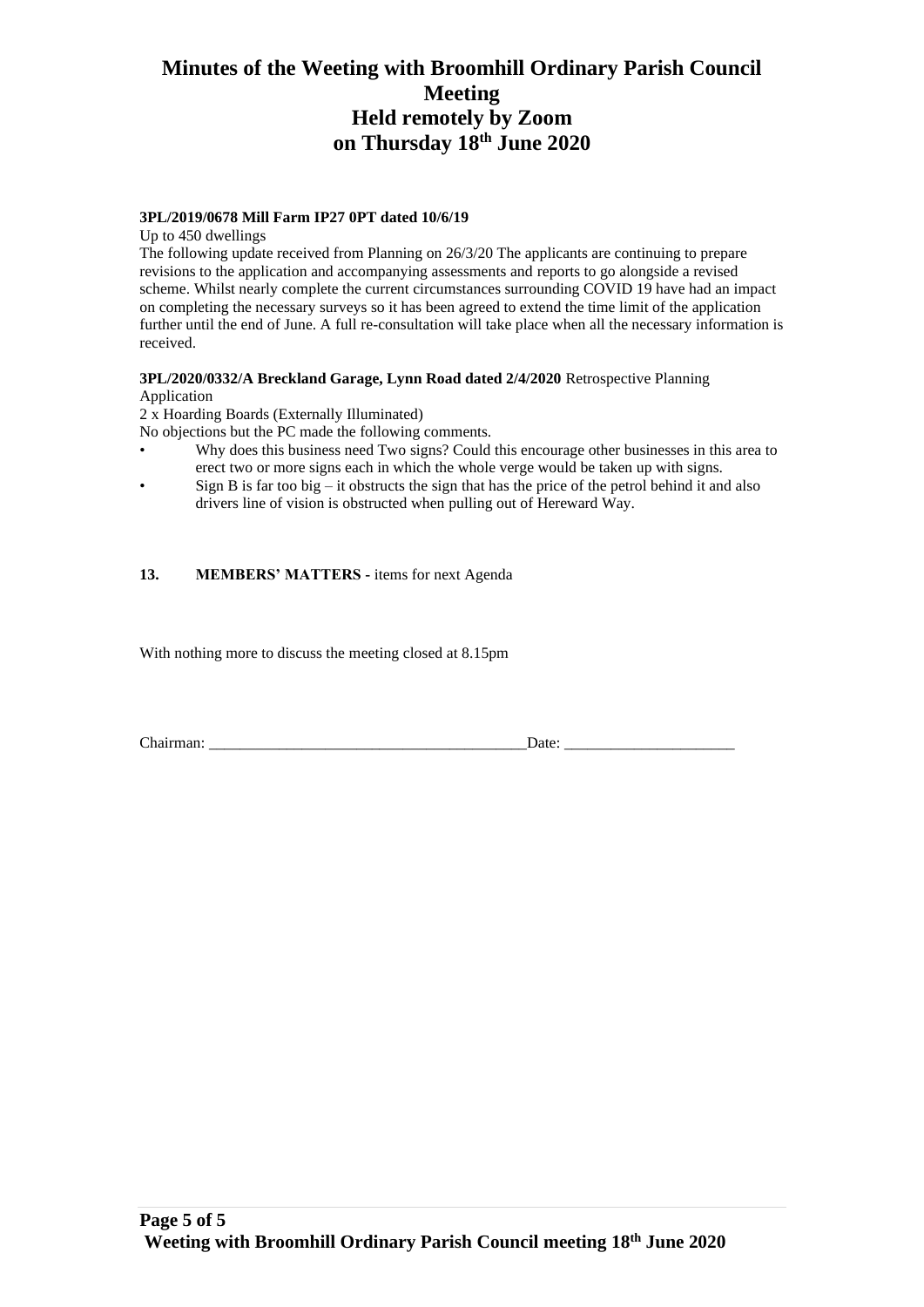# Minutes of the Weeting with Broomhill Ordinary Parish Council Meeting
# Held remotely by Zoom
# on Thursday 18th June 2020

**3PL/2019/0678 Mill Farm IP27 0PT dated 10/6/19**

Up to 450 dwellings

The following update received from Planning on 26/3/20 The applicants are continuing to prepare revisions to the application and accompanying assessments and reports to go alongside a revised scheme. Whilst nearly complete the current circumstances surrounding COVID 19 have had an impact on completing the necessary surveys so it has been agreed to extend the time limit of the application further until the end of June. A full re-consultation will take place when all the necessary information is received.

**3PL/2020/0332/A Breckland Garage, Lynn Road dated 2/4/2020** Retrospective Planning Application

2 x Hoarding Boards (Externally Illuminated)

No objections but the PC made the following comments.

- Why does this business need Two signs? Could this encourage other businesses in this area to erect two or more signs each in which the whole verge would be taken up with signs.
- Sign B is far too big – it obstructs the sign that has the price of the petrol behind it and also drivers line of vision is obstructed when pulling out of Hereward Way.

**13. MEMBERS' MATTERS -** items for next Agenda

With nothing more to discuss the meeting closed at 8.15pm

Chairman: \_\_\_\_\_\_\_\_\_\_\_\_\_\_\_\_\_\_\_\_\_\_\_\_\_\_\_\_\_\_\_\_\_\_\_\_\_\_\_\_ Date: \_\_\_\_\_\_\_\_\_\_\_\_\_\_\_\_\_\_\_\_\_\_